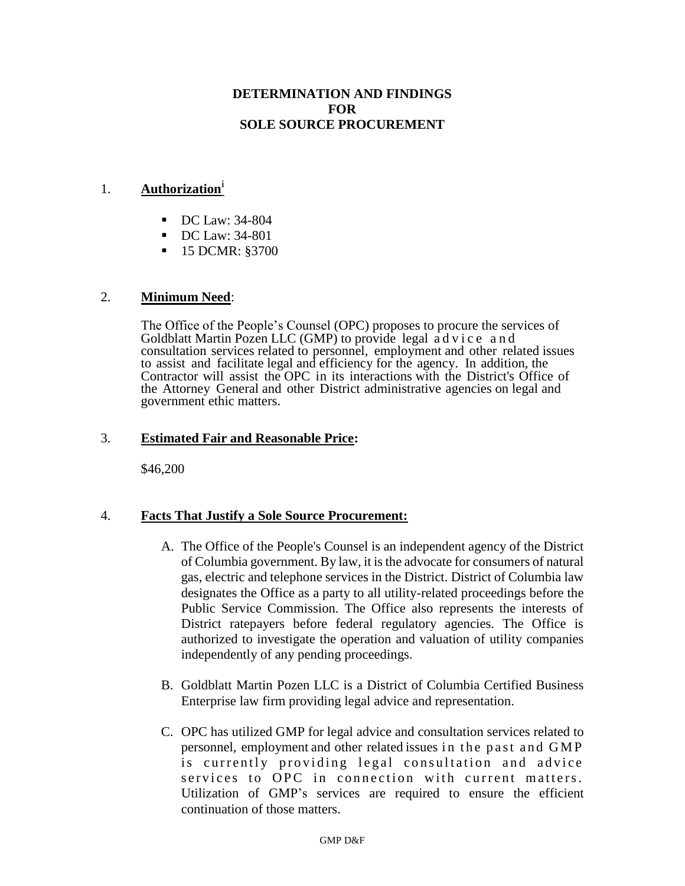# DETERMINATION AND FINDINGS FOR SOLE SOURCE PROCUREMENT

1. **Authorization**[i]

   - DC Law: 34-804
   - DC Law: 34-801
   - 15 DCMR: §3700

2. **Minimum Need**:

   The Office of the People's Counsel (OPC) proposes to procure the services of Goldblatt Martin Pozen LLC (GMP) to provide legal advice and consultation services related to personnel, employment and other related issues to assist and facilitate legal and efficiency for the agency. In addition, the Contractor will assist the OPC in its interactions with the District's Office of the Attorney General and other District administrative agencies on legal and government ethic matters.

3. **Estimated Fair and Reasonable Price:**

   $46,200

4. **Facts That Justify a Sole Source Procurement:**

   A. The Office of the People's Counsel is an independent agency of the District of Columbia government. By law, it is the advocate for consumers of natural gas, electric and telephone services in the District. District of Columbia law designates the Office as a party to all utility-related proceedings before the Public Service Commission. The Office also represents the interests of District ratepayers before federal regulatory agencies. The Office is authorized to investigate the operation and valuation of utility companies independently of any pending proceedings.

   B. Goldblatt Martin Pozen LLC is a District of Columbia Certified Business Enterprise law firm providing legal advice and representation.

   C. OPC has utilized GMP for legal advice and consultation services related to personnel, employment and other related issues in the past and GMP is currently providing legal consultation and advice services to OPC in connection with current matters. Utilization of GMP's services are required to ensure the efficient continuation of those matters.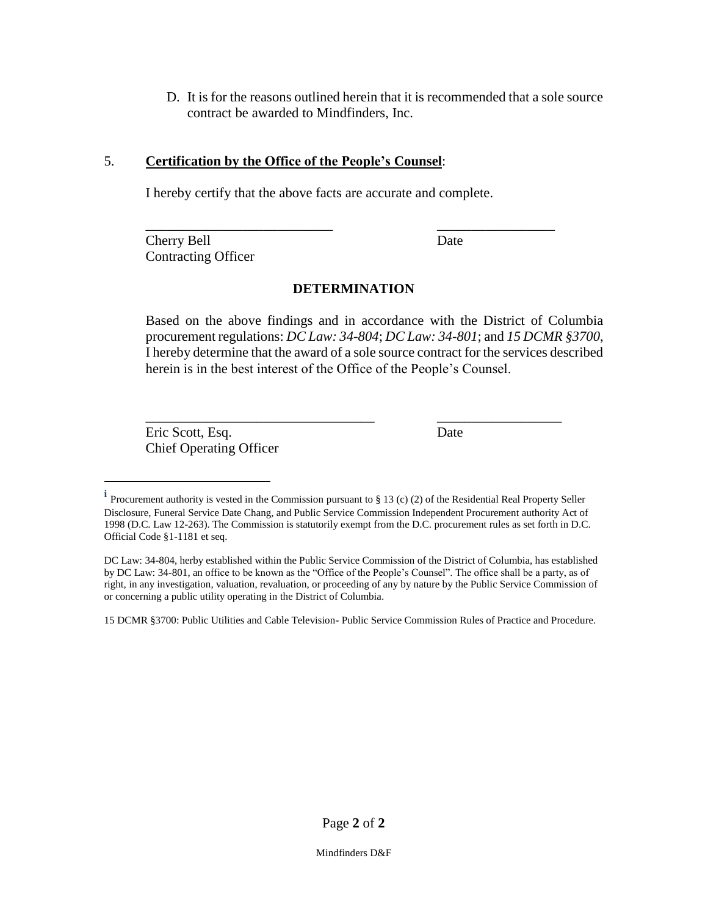D. It is for the reasons outlined herein that it is recommended that a sole source contract be awarded to Mindfinders, Inc.

5. **Certification by the Office of the People's Counsel**:

I hereby certify that the above facts are accurate and complete.

\_\_\_\_\_\_\_\_\_\_\_\_\_\_\_\_\_\_\_\_\_\_\_\_\_\_\_\_ \_\_\_\_\_\_\_\_\_\_\_\_\_\_\_\_\_

Cherry Bell Date
Contracting Officer

**DETERMINATION**

Based on the above findings and in accordance with the District of Columbia procurement regulations: *DC Law: 34-804*; *DC Law: 34-801*; and *15 DCMR §3700*, I hereby determine that the award of a sole source contract for the services described herein is in the best interest of the Office of the People's Counsel.

\_\_\_\_\_\_\_\_\_\_\_\_\_\_\_\_\_\_\_\_\_\_\_\_\_\_\_\_\_\_\_\_\_\_ \_\_\_\_\_\_\_\_\_\_\_\_\_\_\_\_\_\_

Eric Scott, Esq. Date
Chief Operating Officer

---

[i] Procurement authority is vested in the Commission pursuant to § 13 (c) (2) of the Residential Real Property Seller Disclosure, Funeral Service Date Chang, and Public Service Commission Independent Procurement authority Act of 1998 (D.C. Law 12-263). The Commission is statutorily exempt from the D.C. procurement rules as set forth in D.C. Official Code §1-1181 et seq.

DC Law: 34-804, herby established within the Public Service Commission of the District of Columbia, has established by DC Law: 34-801, an office to be known as the "Office of the People's Counsel". The office shall be a party, as of right, in any investigation, valuation, revaluation, or proceeding of any by nature by the Public Service Commission of or concerning a public utility operating in the District of Columbia.

15 DCMR §3700: Public Utilities and Cable Television- Public Service Commission Rules of Practice and Procedure.